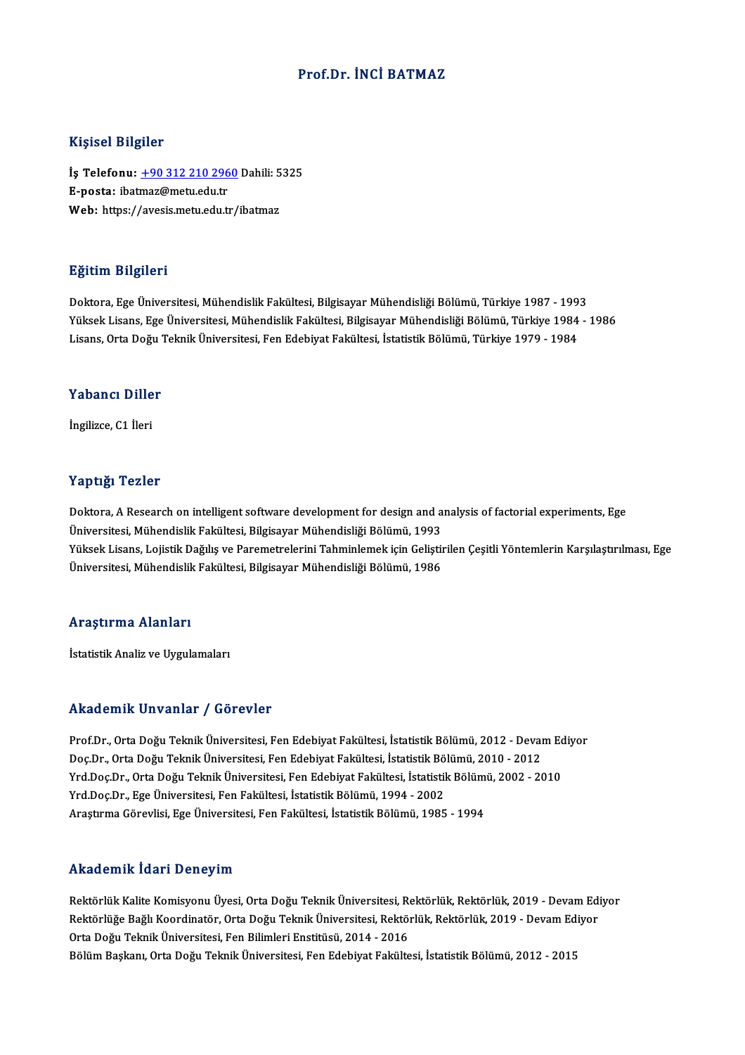# Prof.Dr. İNCİ BATMAZ

## Kişisel Bilgiler

**İş Telefonu:** +90 312 210 2960 Dahili: 5325
**E-posta:** ibatmaz@metu.edu.tr
**Web:** https://avesis.metu.edu.tr/ibatmaz

## Eğitim Bilgileri

Doktora, Ege Üniversitesi, Mühendislik Fakültesi, Bilgisayar Mühendisliği Bölümü, Türkiye 1987 - 1993
Yüksek Lisans, Ege Üniversitesi, Mühendislik Fakültesi, Bilgisayar Mühendisliği Bölümü, Türkiye 1984 - 1986
Lisans, Orta Doğu Teknik Üniversitesi, Fen Edebiyat Fakültesi, İstatistik Bölümü, Türkiye 1979 - 1984

## Yabancı Diller

İngilizce, C1 İleri

## Yaptığı Tezler

Doktora, A Research on intelligent software development for design and analysis of factorial experiments, Ege Üniversitesi, Mühendislik Fakültesi, Bilgisayar Mühendisliği Bölümü, 1993
Yüksek Lisans, Lojistik Dağılış ve Paremetrelerini Tahminlemek için Geliştirilen Çeşitli Yöntemlerin Karşılaştırılması, Ege Üniversitesi, Mühendislik Fakültesi, Bilgisayar Mühendisliği Bölümü, 1986

## Araştırma Alanları

İstatistik Analiz ve Uygulamaları

## Akademik Unvanlar / Görevler

Prof.Dr., Orta Doğu Teknik Üniversitesi, Fen Edebiyat Fakültesi, İstatistik Bölümü, 2012 - Devam Ediyor
Doç.Dr., Orta Doğu Teknik Üniversitesi, Fen Edebiyat Fakültesi, İstatistik Bölümü, 2010 - 2012
Yrd.Doç.Dr., Orta Doğu Teknik Üniversitesi, Fen Edebiyat Fakültesi, İstatistik Bölümü, 2002 - 2010
Yrd.Doç.Dr., Ege Üniversitesi, Fen Fakültesi, İstatistik Bölümü, 1994 - 2002
Araştırma Görevlisi, Ege Üniversitesi, Fen Fakültesi, İstatistik Bölümü, 1985 - 1994

## Akademik İdari Deneyim

Rektörlük Kalite Komisyonu Üyesi, Orta Doğu Teknik Üniversitesi, Rektörlük, Rektörlük, 2019 - Devam Ediyor
Rektörlüğe Bağlı Koordinatör, Orta Doğu Teknik Üniversitesi, Rektörlük, Rektörlük, 2019 - Devam Ediyor
Orta Doğu Teknik Üniversitesi, Fen Bilimleri Enstitüsü, 2014 - 2016
Bölüm Başkanı, Orta Doğu Teknik Üniversitesi, Fen Edebiyat Fakültesi, İstatistik Bölümü, 2012 - 2015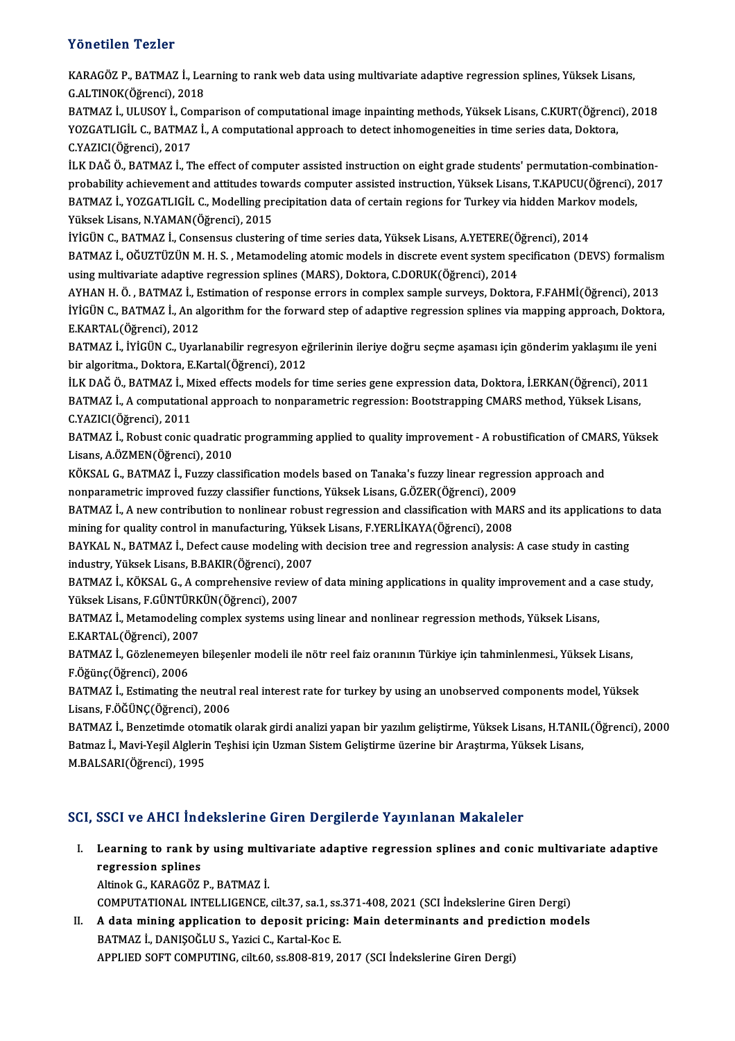## Yönetilen Tezler

KARAGÖZ P., BATMAZ İ., Learning to rank web data using multivariate adaptive regression splines, Yüksek Lisans, G.ALTINOK(Öğrenci), 2018

BATMAZ İ., ULUSOY İ., Comparison of computational image inpainting methods, Yüksek Lisans, C.KURT(Öğrenci), 2018

YOZGATLIGİL C., BATMAZ İ., A computational approach to detect inhomogeneities in time series data, Doktora, C.YAZICI(Öğrenci), 2017

İLK DAĞ Ö., BATMAZ İ., The effect of computer assisted instruction on eight grade students' permutation-combination-probability achievement and attitudes towards computer assisted instruction, Yüksek Lisans, T.KAPUCU(Öğrenci), 2017

BATMAZ İ., YOZGATLIGİL C., Modelling precipitation data of certain regions for Turkey via hidden Markov models, Yüksek Lisans, N.YAMAN(Öğrenci), 2015

İYİGÜN C., BATMAZ İ., Consensus clustering of time series data, Yüksek Lisans, A.YETERE(Öğrenci), 2014

BATMAZ İ., OĞUZTÜZÜN M. H. S. , Metamodeling atomic models in discrete event system specification (DEVS) formalism using multivariate adaptive regression splines (MARS), Doktora, C.DORUK(Öğrenci), 2014

AYHAN H. Ö. , BATMAZ İ., Estimation of response errors in complex sample surveys, Doktora, F.FAHMİ(Öğrenci), 2013

İYİGÜN C., BATMAZ İ., An algorithm for the forward step of adaptive regression splines via mapping approach, Doktora, E.KARTAL(Öğrenci), 2012

BATMAZ İ., İYİGÜN C., Uyarlanabilir regresyon eğrilerinin ileriye doğru seçme aşaması için gönderim yaklaşımı ile yeni bir algoritma., Doktora, E.Kartal(Öğrenci), 2012

İLK DAĞ Ö., BATMAZ İ., Mixed effects models for time series gene expression data, Doktora, İ.ERKAN(Öğrenci), 2011

BATMAZ İ., A computational approach to nonparametric regression: Bootstrapping CMARS method, Yüksek Lisans, C.YAZICI(Öğrenci), 2011

BATMAZ İ., Robust conic quadratic programming applied to quality improvement - A robustification of CMARS, Yüksek Lisans, A.ÖZMEN(Öğrenci), 2010

KÖKSAL G., BATMAZ İ., Fuzzy classification models based on Tanaka's fuzzy linear regression approach and nonparametric improved fuzzy classifier functions, Yüksek Lisans, G.ÖZER(Öğrenci), 2009

BATMAZ İ., A new contribution to nonlinear robust regression and classification with MARS and its applications to data mining for quality control in manufacturing, Yüksek Lisans, F.YERLİKAYA(Öğrenci), 2008

BAYKAL N., BATMAZ İ., Defect cause modeling with decision tree and regression analysis: A case study in casting industry, Yüksek Lisans, B.BAKIR(Öğrenci), 2007

BATMAZ İ., KÖKSAL G., A comprehensive review of data mining applications in quality improvement and a case study, Yüksek Lisans, F.GÜNTÜRKÜN(Öğrenci), 2007

BATMAZ İ., Metamodeling complex systems using linear and nonlinear regression methods, Yüksek Lisans, E.KARTAL(Öğrenci), 2007

BATMAZ İ., Gözlenemeyen bileşenler modeli ile nötr reel faiz oranının Türkiye için tahminlenmesi., Yüksek Lisans, F.Öğünç(Öğrenci), 2006

BATMAZ İ., Estimating the neutral real interest rate for turkey by using an unobserved components model, Yüksek Lisans, F.ÖĞÜNÇ(Öğrenci), 2006

BATMAZ İ., Benzetimde otomatik olarak girdi analizi yapan bir yazılım geliştirme, Yüksek Lisans, H.TANIL(Öğrenci), 2000

Batmaz İ., Mavi-Yeşil Alglerin Teşhisi için Uzman Sistem Geliştirme üzerine bir Araştırma, Yüksek Lisans, M.BALSARI(Öğrenci), 1995

## SCI, SSCI ve AHCI İndekslerine Giren Dergilerde Yayınlanan Makaleler

I. **Learning to rank by using multivariate adaptive regression splines and conic multivariate adaptive regression splines**
   Altinok G., KARAGÖZ P., BATMAZ İ.
   COMPUTATIONAL INTELLIGENCE, cilt.37, sa.1, ss.371-408, 2021 (SCI İndekslerine Giren Dergi)

II. **A data mining application to deposit pricing: Main determinants and prediction models**
   BATMAZ İ., DANIŞOĞLU S., Yazici C., Kartal-Koc E.
   APPLIED SOFT COMPUTING, cilt.60, ss.808-819, 2017 (SCI İndekslerine Giren Dergi)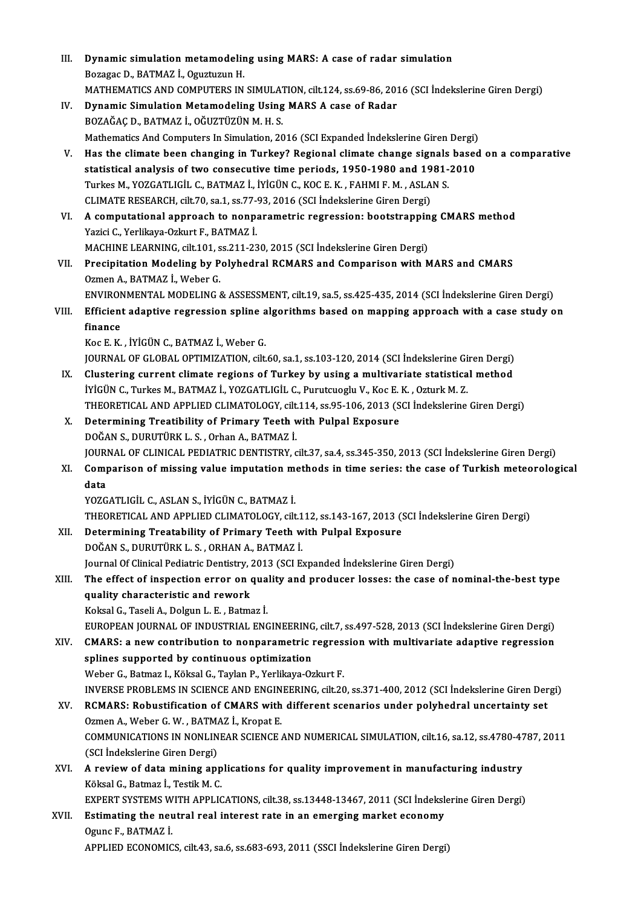III. **Dynamic simulation metamodeling using MARS: A case of radar simulation**
Bozagac D., BATMAZ İ., Oguztuzun H.
MATHEMATICS AND COMPUTERS IN SIMULATION, cilt.124, ss.69-86, 2016 (SCI İndekslerine Giren Dergi)

IV. **Dynamic Simulation Metamodeling Using MARS A case of Radar**
BOZAĞAÇ D., BATMAZ İ., OĞUZTÜZÜN M. H. S.
Mathematics And Computers In Simulation, 2016 (SCI Expanded İndekslerine Giren Dergi)

V. **Has the climate been changing in Turkey? Regional climate change signals based on a comparative statistical analysis of two consecutive time periods, 1950-1980 and 1981-2010**
Turkes M., YOZGATLIGİL C., BATMAZ İ., İYİGÜN C., KOC E. K. , FAHMI F. M. , ASLAN S.
CLIMATE RESEARCH, cilt.70, sa.1, ss.77-93, 2016 (SCI İndekslerine Giren Dergi)

VI. **A computational approach to nonparametric regression: bootstrapping CMARS method**
Yazici C., Yerlikaya-Ozkurt F., BATMAZ İ.
MACHINE LEARNING, cilt.101, ss.211-230, 2015 (SCI İndekslerine Giren Dergi)

VII. **Precipitation Modeling by Polyhedral RCMARS and Comparison with MARS and CMARS**
Ozmen A., BATMAZ İ., Weber G.
ENVIRONMENTAL MODELING & ASSESSMENT, cilt.19, sa.5, ss.425-435, 2014 (SCI İndekslerine Giren Dergi)

VIII. **Efficient adaptive regression spline algorithms based on mapping approach with a case study on finance**
Koc E. K. , İYİGÜN C., BATMAZ İ., Weber G.
JOURNAL OF GLOBAL OPTIMIZATION, cilt.60, sa.1, ss.103-120, 2014 (SCI İndekslerine Giren Dergi)

IX. **Clustering current climate regions of Turkey by using a multivariate statistical method**
İYİGÜN C., Turkes M., BATMAZ İ., YOZGATLIGİL C., Purutcuoglu V., Koc E. K. , Ozturk M. Z.
THEORETICAL AND APPLIED CLIMATOLOGY, cilt.114, ss.95-106, 2013 (SCI İndekslerine Giren Dergi)

X. **Determining Treatibility of Primary Teeth with Pulpal Exposure**
DOĞAN S., DURUTÜRK L. S. , Orhan A., BATMAZ İ.
JOURNAL OF CLINICAL PEDIATRIC DENTISTRY, cilt.37, sa.4, ss.345-350, 2013 (SCI İndekslerine Giren Dergi)

XI. **Comparison of missing value imputation methods in time series: the case of Turkish meteorological data**
YOZGATLIGİL C., ASLAN S., İYİGÜN C., BATMAZ İ.
THEORETICAL AND APPLIED CLIMATOLOGY, cilt.112, ss.143-167, 2013 (SCI İndekslerine Giren Dergi)

XII. **Determining Treatability of Primary Teeth with Pulpal Exposure**
DOĞAN S., DURUTÜRK L. S. , ORHAN A., BATMAZ İ.
Journal Of Clinical Pediatric Dentistry, 2013 (SCI Expanded İndekslerine Giren Dergi)

XIII. **The effect of inspection error on quality and producer losses: the case of nominal-the-best type quality characteristic and rework**
Koksal G., Taseli A., Dolgun L. E. , Batmaz İ.
EUROPEAN JOURNAL OF INDUSTRIAL ENGINEERING, cilt.7, ss.497-528, 2013 (SCI İndekslerine Giren Dergi)

XIV. **CMARS: a new contribution to nonparametric regression with multivariate adaptive regression splines supported by continuous optimization**
Weber G., Batmaz I., Köksal G., Taylan P., Yerlikaya-Ozkurt F.
INVERSE PROBLEMS IN SCIENCE AND ENGINEERING, cilt.20, ss.371-400, 2012 (SCI İndekslerine Giren Dergi)

XV. **RCMARS: Robustification of CMARS with different scenarios under polyhedral uncertainty set**
Ozmen A., Weber G. W. , BATMAZ İ., Kropat E.
COMMUNICATIONS IN NONLINEAR SCIENCE AND NUMERICAL SIMULATION, cilt.16, sa.12, ss.4780-4787, 2011 (SCI İndekslerine Giren Dergi)

XVI. **A review of data mining applications for quality improvement in manufacturing industry**
Köksal G., Batmaz İ., Testik M. C.
EXPERT SYSTEMS WITH APPLICATIONS, cilt.38, ss.13448-13467, 2011 (SCI İndekslerine Giren Dergi)

XVII. **Estimating the neutral real interest rate in an emerging market economy**
Ogunc F., BATMAZ İ.
APPLIED ECONOMICS, cilt.43, sa.6, ss.683-693, 2011 (SSCI İndekslerine Giren Dergi)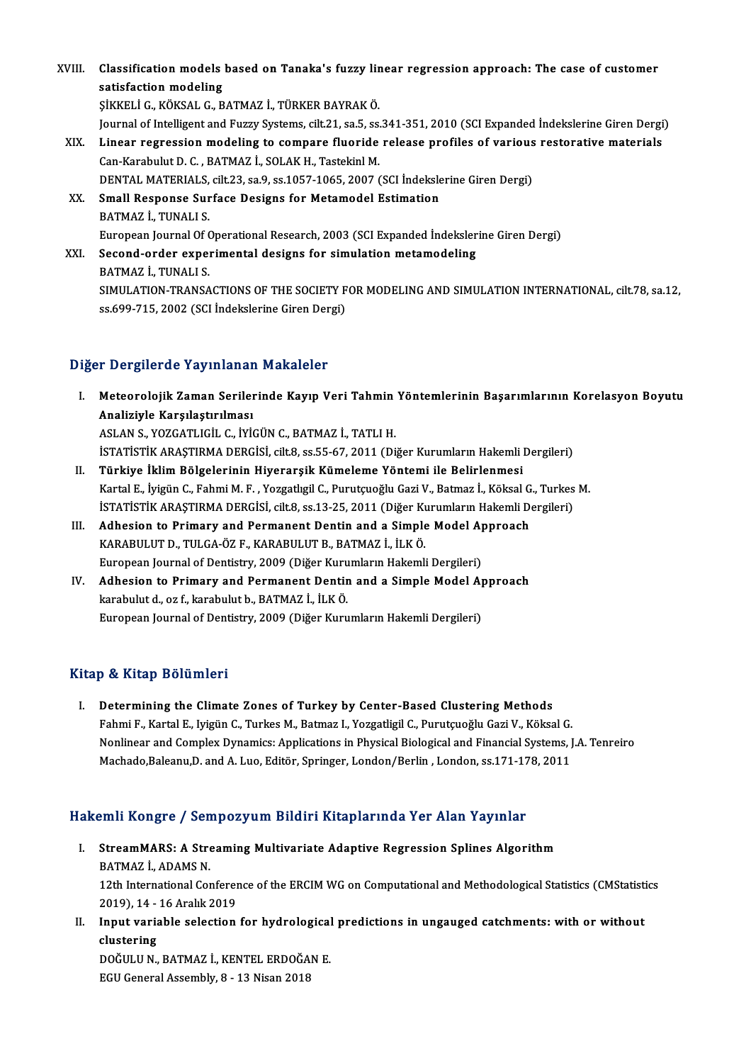XVIII. **Classification models based on Tanaka's fuzzy linear regression approach: The case of customer satisfaction modeling**
ŞİKKELİ G., KÖKSAL G., BATMAZ İ., TÜRKER BAYRAK Ö.
Journal of Intelligent and Fuzzy Systems, cilt.21, sa.5, ss.341-351, 2010 (SCI Expanded İndekslerine Giren Dergi)

XIX. **Linear regression modeling to compare fluoride release profiles of various restorative materials**
Can-Karabulut D. C. , BATMAZ İ., SOLAK H., Tastekinl M.
DENTAL MATERIALS, cilt.23, sa.9, ss.1057-1065, 2007 (SCI İndekslerine Giren Dergi)

XX. **Small Response Surface Designs for Metamodel Estimation**
BATMAZ İ., TUNALI S.
European Journal Of Operational Research, 2003 (SCI Expanded İndekslerine Giren Dergi)

XXI. **Second-order experimental designs for simulation metamodeling**
BATMAZ İ., TUNALI S.
SIMULATION-TRANSACTIONS OF THE SOCIETY FOR MODELING AND SIMULATION INTERNATIONAL, cilt.78, sa.12, ss.699-715, 2002 (SCI İndekslerine Giren Dergi)

## Diğer Dergilerde Yayınlanan Makaleler

I. **Meteorolojik Zaman Serilerinde Kayıp Veri Tahmin Yöntemlerinin Başarımlarının Korelasyon Boyutu Analiziyle Karşılaştırılması**
ASLAN S., YOZGATLIGİL C., İYİGÜN C., BATMAZ İ., TATLI H.
İSTATİSTİK ARAŞTIRMA DERGİSİ, cilt.8, ss.55-67, 2011 (Diğer Kurumların Hakemli Dergileri)

II. **Türkiye İklim Bölgelerinin Hiyerarşik Kümeleme Yöntemi ile Belirlenmesi**
Kartal E., İyigün C., Fahmi M. F. , Yozgatlıgil C., Purutçuoğlu Gazi V., Batmaz İ., Köksal G., Turkes M.
İSTATİSTİK ARAŞTIRMA DERGİSİ, cilt.8, ss.13-25, 2011 (Diğer Kurumların Hakemli Dergileri)

III. **Adhesion to Primary and Permanent Dentin and a Simple Model Approach**
KARABULUT D., TULGA-ÖZ F., KARABULUT B., BATMAZ İ., İLK Ö.
European Journal of Dentistry, 2009 (Diğer Kurumların Hakemli Dergileri)

IV. **Adhesion to Primary and Permanent Dentin and a Simple Model Approach**
karabulut d., oz f., karabulut b., BATMAZ İ., İLK Ö.
European Journal of Dentistry, 2009 (Diğer Kurumların Hakemli Dergileri)

## Kitap & Kitap Bölümleri

I. **Determining the Climate Zones of Turkey by Center-Based Clustering Methods**
Fahmi F., Kartal E., Iyigün C., Turkes M., Batmaz I., Yozgatligil C., Purutçuoğlu Gazi V., Köksal G.
Nonlinear and Complex Dynamics: Applications in Physical Biological and Financial Systems, J.A. Tenreiro Machado,Baleanu,D. and A. Luo, Editör, Springer, London/Berlin , London, ss.171-178, 2011

## Hakemli Kongre / Sempozyum Bildiri Kitaplarında Yer Alan Yayınlar

I. **StreamMARS: A Streaming Multivariate Adaptive Regression Splines Algorithm**
BATMAZ İ., ADAMS N.
12th International Conference of the ERCIM WG on Computational and Methodological Statistics (CMStatistics 2019), 14 - 16 Aralık 2019

II. **Input variable selection for hydrological predictions in ungauged catchments: with or without clustering**
DOĞULU N., BATMAZ İ., KENTEL ERDOĞAN E.
EGU General Assembly, 8 - 13 Nisan 2018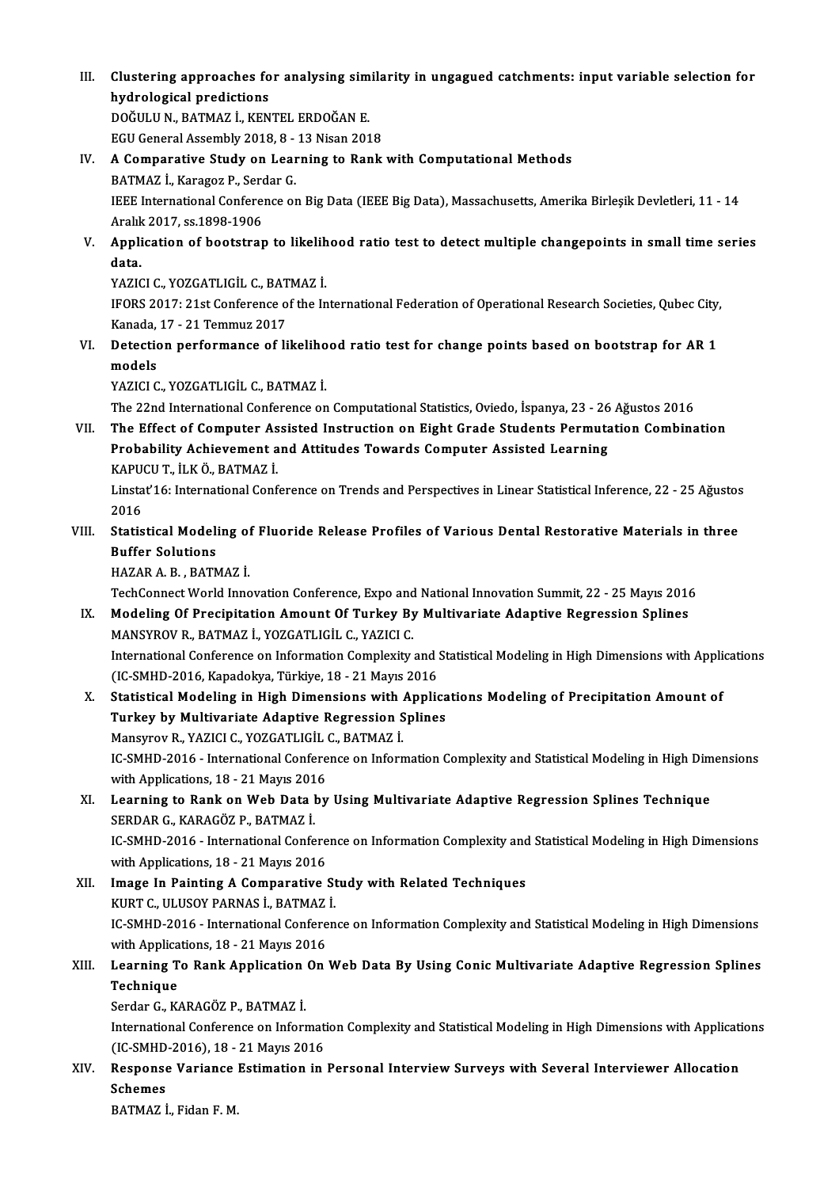III. **Clustering approaches for analysing similarity in ungagued catchments: input variable selection for hydrological predictions**
DOĞULU N., BATMAZ İ., KENTEL ERDOĞAN E.
EGU General Assembly 2018, 8 - 13 Nisan 2018

IV. **A Comparative Study on Learning to Rank with Computational Methods**
BATMAZ İ., Karagoz P., Serdar G.
IEEE International Conference on Big Data (IEEE Big Data), Massachusetts, Amerika Birleşik Devletleri, 11 - 14 Aralık 2017, ss.1898-1906

V. **Application of bootstrap to likelihood ratio test to detect multiple changepoints in small time series data.**
YAZICI C., YOZGATLIGİL C., BATMAZ İ.
IFORS 2017: 21st Conference of the International Federation of Operational Research Societies, Qubec City, Kanada, 17 - 21 Temmuz 2017

VI. **Detection performance of likelihood ratio test for change points based on bootstrap for AR 1 models**
YAZICI C., YOZGATLIGİL C., BATMAZ İ.
The 22nd International Conference on Computational Statistics, Oviedo, İspanya, 23 - 26 Ağustos 2016

VII. **The Effect of Computer Assisted Instruction on Eight Grade Students Permutation Combination Probability Achievement and Attitudes Towards Computer Assisted Learning**
KAPUCU T., İLK Ö., BATMAZ İ.
Linstat'16: International Conference on Trends and Perspectives in Linear Statistical Inference, 22 - 25 Ağustos 2016

VIII. **Statistical Modeling of Fluoride Release Profiles of Various Dental Restorative Materials in three Buffer Solutions**
HAZAR A. B. , BATMAZ İ.
TechConnect World Innovation Conference, Expo and National Innovation Summit, 22 - 25 Mayıs 2016

IX. **Modeling Of Precipitation Amount Of Turkey By Multivariate Adaptive Regression Splines**
MANSYROV R., BATMAZ İ., YOZGATLIGİL C., YAZICI C.
International Conference on Information Complexity and Statistical Modeling in High Dimensions with Applications (IC-SMHD-2016, Kapadokya, Türkiye, 18 - 21 Mayıs 2016

X. **Statistical Modeling in High Dimensions with Applications Modeling of Precipitation Amount of Turkey by Multivariate Adaptive Regression Splines**
Mansyrov R., YAZICI C., YOZGATLIGİL C., BATMAZ İ.
IC-SMHD-2016 - International Conference on Information Complexity and Statistical Modeling in High Dimensions with Applications, 18 - 21 Mayıs 2016

XI. **Learning to Rank on Web Data by Using Multivariate Adaptive Regression Splines Technique**
SERDAR G., KARAGÖZ P., BATMAZ İ.
IC-SMHD-2016 - International Conference on Information Complexity and Statistical Modeling in High Dimensions with Applications, 18 - 21 Mayıs 2016

XII. **Image In Painting A Comparative Study with Related Techniques**
KURT C., ULUSOY PARNAS İ., BATMAZ İ.
IC-SMHD-2016 - International Conference on Information Complexity and Statistical Modeling in High Dimensions with Applications, 18 - 21 Mayıs 2016

XIII. **Learning To Rank Application On Web Data By Using Conic Multivariate Adaptive Regression Splines Technique**
Serdar G., KARAGÖZ P., BATMAZ İ.
International Conference on Information Complexity and Statistical Modeling in High Dimensions with Applications (IC-SMHD-2016), 18 - 21 Mayıs 2016

XIV. **Response Variance Estimation in Personal Interview Surveys with Several Interviewer Allocation Schemes**
BATMAZ İ., Fidan F. M.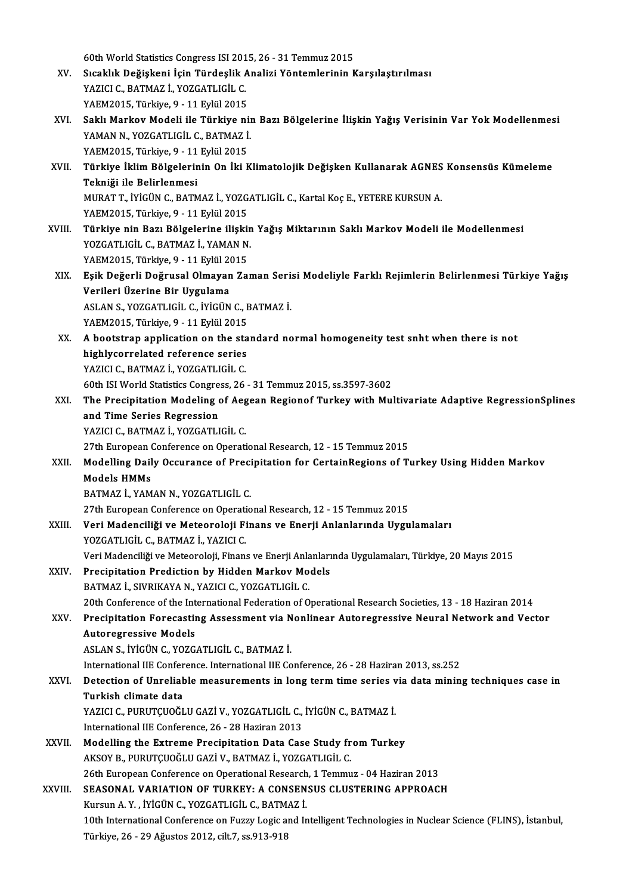60th World Statistics Congress ISI 2015, 26 - 31 Temmuz 2015

XV. **Sıcaklık Değişkeni İçin Türdeşlik Analizi Yöntemlerinin Karşılaştırılması**
YAZICI C., BATMAZ İ., YOZGATLIGİL C.
YAEM2015, Türkiye, 9 - 11 Eylül 2015

XVI. **Saklı Markov Modeli ile Türkiye nin Bazı Bölgelerine İlişkin Yağış Verisinin Var Yok Modellenmesi**
YAMAN N., YOZGATLIGİL C., BATMAZ İ.
YAEM2015, Türkiye, 9 - 11 Eylül 2015

XVII. **Türkiye İklim Bölgelerinin On İki Klimatolojik Değişken Kullanarak AGNES Konsensüs Kümeleme Tekniği ile Belirlenmesi**
MURAT T., İYİGÜN C., BATMAZ İ., YOZGATLIGİL C., Kartal Koç E., YETERE KURSUN A.
YAEM2015, Türkiye, 9 - 11 Eylül 2015

XVIII. **Türkiye nin Bazı Bölgelerine ilişkin Yağış Miktarının Saklı Markov Modeli ile Modellenmesi**
YOZGATLIGİL C., BATMAZ İ., YAMAN N.
YAEM2015, Türkiye, 9 - 11 Eylül 2015

XIX. **Eşik Değerli Doğrusal Olmayan Zaman Serisi Modeliyle Farklı Rejimlerin Belirlenmesi Türkiye Yağış Verileri Üzerine Bir Uygulama**
ASLAN S., YOZGATLIGİL C., İYİGÜN C., BATMAZ İ.
YAEM2015, Türkiye, 9 - 11 Eylül 2015

XX. **A bootstrap application on the standard normal homogeneity test snht when there is not highlycorrelated reference series**
YAZICI C., BATMAZ İ., YOZGATLIGİL C.
60th ISI World Statistics Congress, 26 - 31 Temmuz 2015, ss.3597-3602

XXI. **The Precipitation Modeling of Aegean Regionof Turkey with Multivariate Adaptive RegressionSplines and Time Series Regression**
YAZICI C., BATMAZ İ., YOZGATLIGİL C.
27th European Conference on Operational Research, 12 - 15 Temmuz 2015

XXII. **Modelling Daily Occurance of Precipitation for CertainRegions of Turkey Using Hidden Markov Models HMMs**
BATMAZ İ., YAMAN N., YOZGATLIGİL C.
27th European Conference on Operational Research, 12 - 15 Temmuz 2015

XXIII. **Veri Madenciliği ve Meteoroloji Finans ve Enerji Anlanlarında Uygulamaları**
YOZGATLIGİL C., BATMAZ İ., YAZICI C.
Veri Madenciliği ve Meteoroloji, Finans ve Enerji Anlanlarında Uygulamaları, Türkiye, 20 Mayıs 2015

XXIV. **Precipitation Prediction by Hidden Markov Models**
BATMAZ İ., SIVRIKAYA N., YAZICI C., YOZGATLIGİL C.
20th Conference of the International Federation of Operational Research Societies, 13 - 18 Haziran 2014

XXV. **Precipitation Forecasting Assessment via Nonlinear Autoregressive Neural Network and Vector Autoregressive Models**
ASLAN S., İYİGÜN C., YOZGATLIGİL C., BATMAZ İ.
International IIE Conference. International IIE Conference, 26 - 28 Haziran 2013, ss.252

XXVI. **Detection of Unreliable measurements in long term time series via data mining techniques case in Turkish climate data**
YAZICI C., PURUTÇUOĞLU GAZİ V., YOZGATLIGİL C., İYİGÜN C., BATMAZ İ.
International IIE Conference, 26 - 28 Haziran 2013

XXVII. **Modelling the Extreme Precipitation Data Case Study from Turkey**
AKSOY B., PURUTÇUOĞLU GAZİ V., BATMAZ İ., YOZGATLIGİL C.
26th European Conference on Operational Research, 1 Temmuz - 04 Haziran 2013

XXVIII. **SEASONAL VARIATION OF TURKEY: A CONSENSUS CLUSTERING APPROACH**
Kursun A. Y. , İYİGÜN C., YOZGATLIGİL C., BATMAZ İ.
10th International Conference on Fuzzy Logic and Intelligent Technologies in Nuclear Science (FLINS), İstanbul, Türkiye, 26 - 29 Ağustos 2012, cilt.7, ss.913-918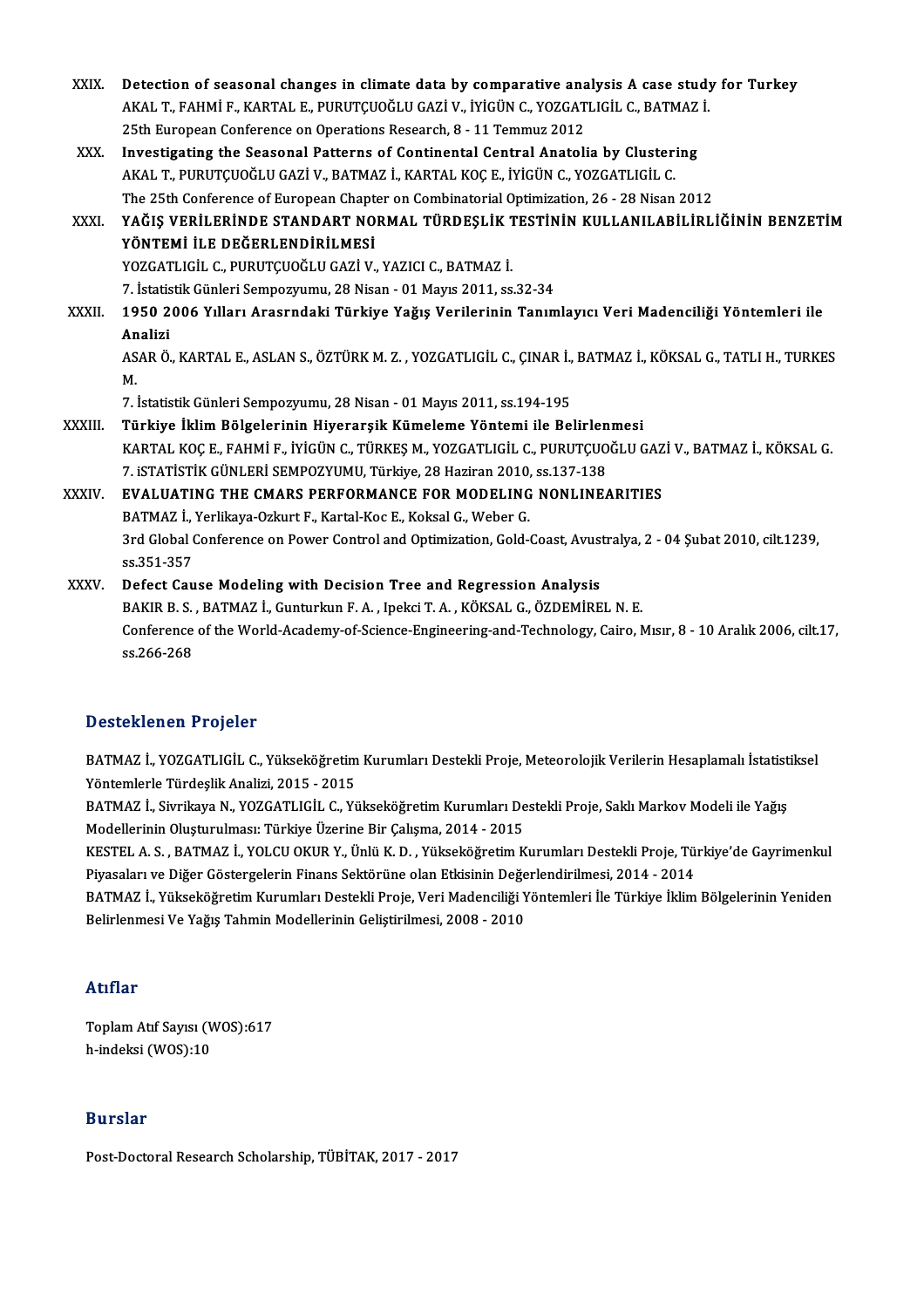XXIX. **Detection of seasonal changes in climate data by comparative analysis A case study for Turkey**
AKAL T., FAHMİ F., KARTAL E., PURUTÇUOĞLU GAZİ V., İYİGÜN C., YOZGATLIGİL C., BATMAZ İ.
25th European Conference on Operations Research, 8 - 11 Temmuz 2012

XXX. **Investigating the Seasonal Patterns of Continental Central Anatolia by Clustering**
AKAL T., PURUTÇUOĞLU GAZİ V., BATMAZ İ., KARTAL KOÇ E., İYİGÜN C., YOZGATLIGİL C.
The 25th Conference of European Chapter on Combinatorial Optimization, 26 - 28 Nisan 2012

XXXI. **YAĞIŞ VERİLERİNDE STANDART NORMAL TÜRDEŞLİK TESTİNİN KULLANILABİLİRLİĞİNİN BENZETİM YÖNTEMİ İLE DEĞERLENDİRİLMESİ**
YOZGATLIGİL C., PURUTÇUOĞLU GAZİ V., YAZICI C., BATMAZ İ.
7. İstatistik Günleri Sempozyumu, 28 Nisan - 01 Mayıs 2011, ss.32-34

XXXII. **1950 2006 Yılları Arasrndaki Türkiye Yağış Verilerinin Tanımlayıcı Veri Madenciliği Yöntemleri ile Analizi**
ASAR Ö., KARTAL E., ASLAN S., ÖZTÜRK M. Z. , YOZGATLIGİL C., ÇINAR İ., BATMAZ İ., KÖKSAL G., TATLI H., TURKES M.
7. İstatistik Günleri Sempozyumu, 28 Nisan - 01 Mayıs 2011, ss.194-195

XXXIII. **Türkiye İklim Bölgelerinin Hiyerarşik Kümeleme Yöntemi ile Belirlenmesi**
KARTAL KOÇ E., FAHMİ F., İYİGÜN C., TÜRKEŞ M., YOZGATLIGİL C., PURUTÇUOĞLU GAZİ V., BATMAZ İ., KÖKSAL G.
7. iSTATİSTİK GÜNLERİ SEMPOZYUMU, Türkiye, 28 Haziran 2010, ss.137-138

XXXIV. **EVALUATING THE CMARS PERFORMANCE FOR MODELING NONLINEARITIES**
BATMAZ İ., Yerlikaya-Ozkurt F., Kartal-Koc E., Koksal G., Weber G.
3rd Global Conference on Power Control and Optimization, Gold-Coast, Avustralya, 2 - 04 Şubat 2010, cilt.1239, ss.351-357

XXXV. **Defect Cause Modeling with Decision Tree and Regression Analysis**
BAKIR B. S. , BATMAZ İ., Gunturkun F. A. , Ipekci T. A. , KÖKSAL G., ÖZDEMİREL N. E.
Conference of the World-Academy-of-Science-Engineering-and-Technology, Cairo, Mısır, 8 - 10 Aralık 2006, cilt.17, ss.266-268

## Desteklenen Projeler

BATMAZ İ., YOZGATLIGİL C., Yükseköğretim Kurumları Destekli Proje, Meteorolojik Verilerin Hesaplamalı İstatistiksel Yöntemlerle Türdeşlik Analizi, 2015 - 2015

BATMAZ İ., Sivrikaya N., YOZGATLIGİL C., Yükseköğretim Kurumları Destekli Proje, Saklı Markov Modeli ile Yağış Modellerinin Oluşturulması: Türkiye Üzerine Bir Çalışma, 2014 - 2015

KESTEL A. S. , BATMAZ İ., YOLCU OKUR Y., Ünlü K. D. , Yükseköğretim Kurumları Destekli Proje, Türkiye'de Gayrimenkul Piyasaları ve Diğer Göstergelerin Finans Sektörüne olan Etkisinin Değerlendirilmesi, 2014 - 2014

BATMAZ İ., Yükseköğretim Kurumları Destekli Proje, Veri Madenciliği Yöntemleri İle Türkiye İklim Bölgelerinin Yeniden Belirlenmesi Ve Yağış Tahmin Modellerinin Geliştirilmesi, 2008 - 2010

## Atıflar

Toplam Atıf Sayısı (WOS):617
h-indeksi (WOS):10

## Burslar

Post-Doctoral Research Scholarship, TÜBİTAK, 2017 - 2017